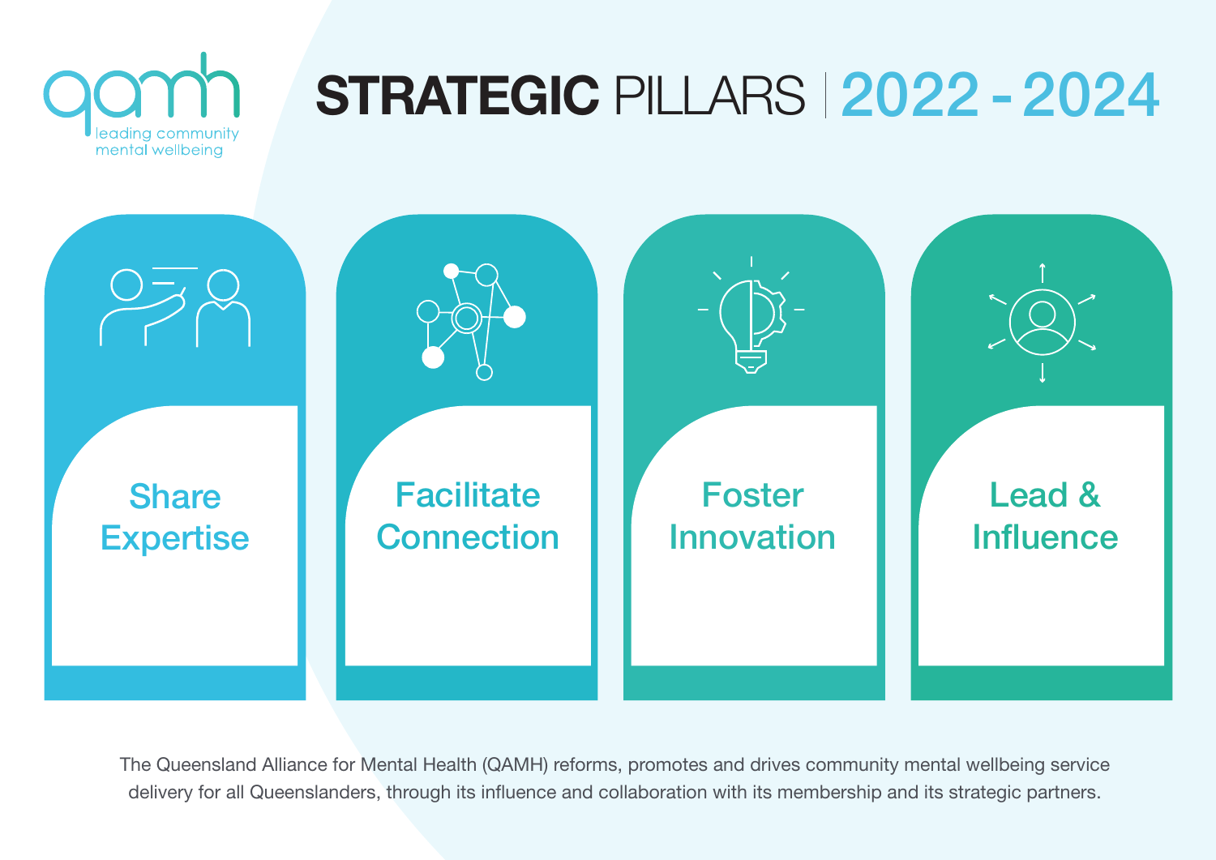qamh
leading community mental wellbeing

# STRATEGIC PILLARS | 2022 - 2024

## Share Expertise

## Facilitate Connection

## Foster Innovation

## Lead & Influence

The Queensland Alliance for Mental Health (QAMH) reforms, promotes and drives community mental wellbeing service delivery for all Queenslanders, through its influence and collaboration with its membership and its strategic partners.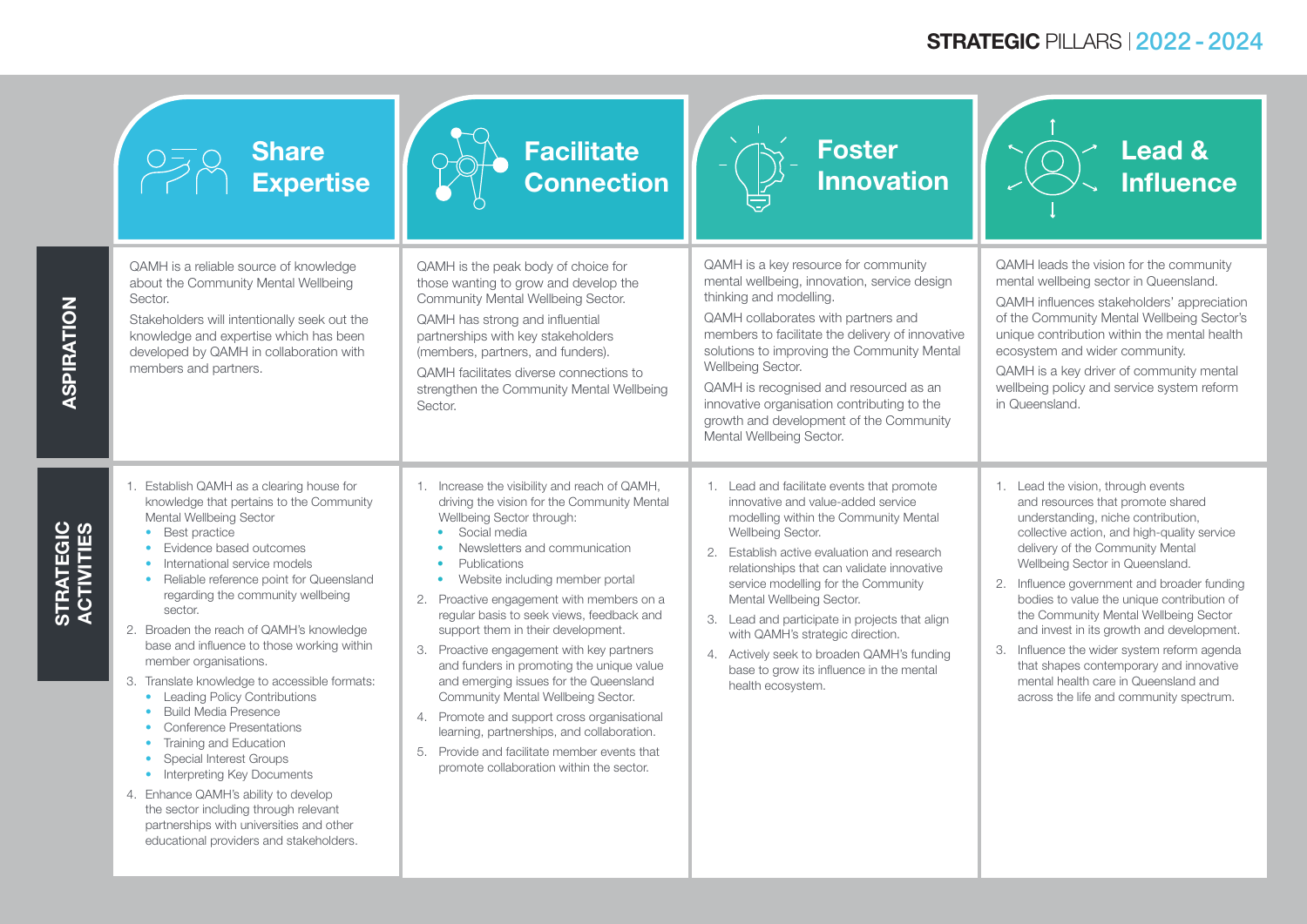# STRATEGIC PILLARS | 2022 - 2024

| | Share Expertise | Facilitate Connection | Foster Innovation | Lead & Influence |
|---|---|---|---|---|
| **ASPIRATION** | QAMH is a reliable source of knowledge about the Community Mental Wellbeing Sector.<br><br>Stakeholders will intentionally seek out the knowledge and expertise which has been developed by QAMH in collaboration with members and partners. | QAMH is the peak body of choice for those wanting to grow and develop the Community Mental Wellbeing Sector.<br><br>QAMH has strong and influential partnerships with key stakeholders (members, partners, and funders).<br><br>QAMH facilitates diverse connections to strengthen the Community Mental Wellbeing Sector. | QAMH is a key resource for community mental wellbeing, innovation, service design thinking and modelling.<br><br>QAMH collaborates with partners and members to facilitate the delivery of innovative solutions to improving the Community Mental Wellbeing Sector.<br><br>QAMH is recognised and resourced as an innovative organisation contributing to the growth and development of the Community Mental Wellbeing Sector. | QAMH leads the vision for the community mental wellbeing sector in Queensland.<br><br>QAMH influences stakeholders' appreciation of the Community Mental Wellbeing Sector's unique contribution within the mental health ecosystem and wider community.<br><br>QAMH is a key driver of community mental wellbeing policy and service system reform in Queensland. |
| **STRATEGIC ACTIVITIES** | 1. Establish QAMH as a clearing house for knowledge that pertains to the Community Mental Wellbeing Sector<br>• Best practice<br>• Evidence based outcomes<br>• International service models<br>• Reliable reference point for Queensland regarding the community wellbeing sector.<br>2. Broaden the reach of QAMH's knowledge base and influence to those working within member organisations.<br>3. Translate knowledge to accessible formats:<br>• Leading Policy Contributions<br>• Build Media Presence<br>• Conference Presentations<br>• Training and Education<br>• Special Interest Groups<br>• Interpreting Key Documents<br>4. Enhance QAMH's ability to develop the sector including through relevant partnerships with universities and other educational providers and stakeholders. | 1. Increase the visibility and reach of QAMH, driving the vision for the Community Mental Wellbeing Sector through:<br>• Social media<br>• Newsletters and communication<br>• Publications<br>• Website including member portal<br>2. Proactive engagement with members on a regular basis to seek views, feedback and support them in their development.<br>3. Proactive engagement with key partners and funders in promoting the unique value and emerging issues for the Queensland Community Mental Wellbeing Sector.<br>4. Promote and support cross organisational learning, partnerships, and collaboration.<br>5. Provide and facilitate member events that promote collaboration within the sector. | 1. Lead and facilitate events that promote innovative and value-added service modelling within the Community Mental Wellbeing Sector.<br>2. Establish active evaluation and research relationships that can validate innovative service modelling for the Community Mental Wellbeing Sector.<br>3. Lead and participate in projects that align with QAMH's strategic direction.<br>4. Actively seek to broaden QAMH's funding base to grow its influence in the mental health ecosystem. | 1. Lead the vision, through events and resources that promote shared understanding, niche contribution, collective action, and high-quality service delivery of the Community Mental Wellbeing Sector in Queensland.<br>2. Influence government and broader funding bodies to value the unique contribution of the Community Mental Wellbeing Sector and invest in its growth and development.<br>3. Influence the wider system reform agenda that shapes contemporary and innovative mental health care in Queensland and across the life and community spectrum. |